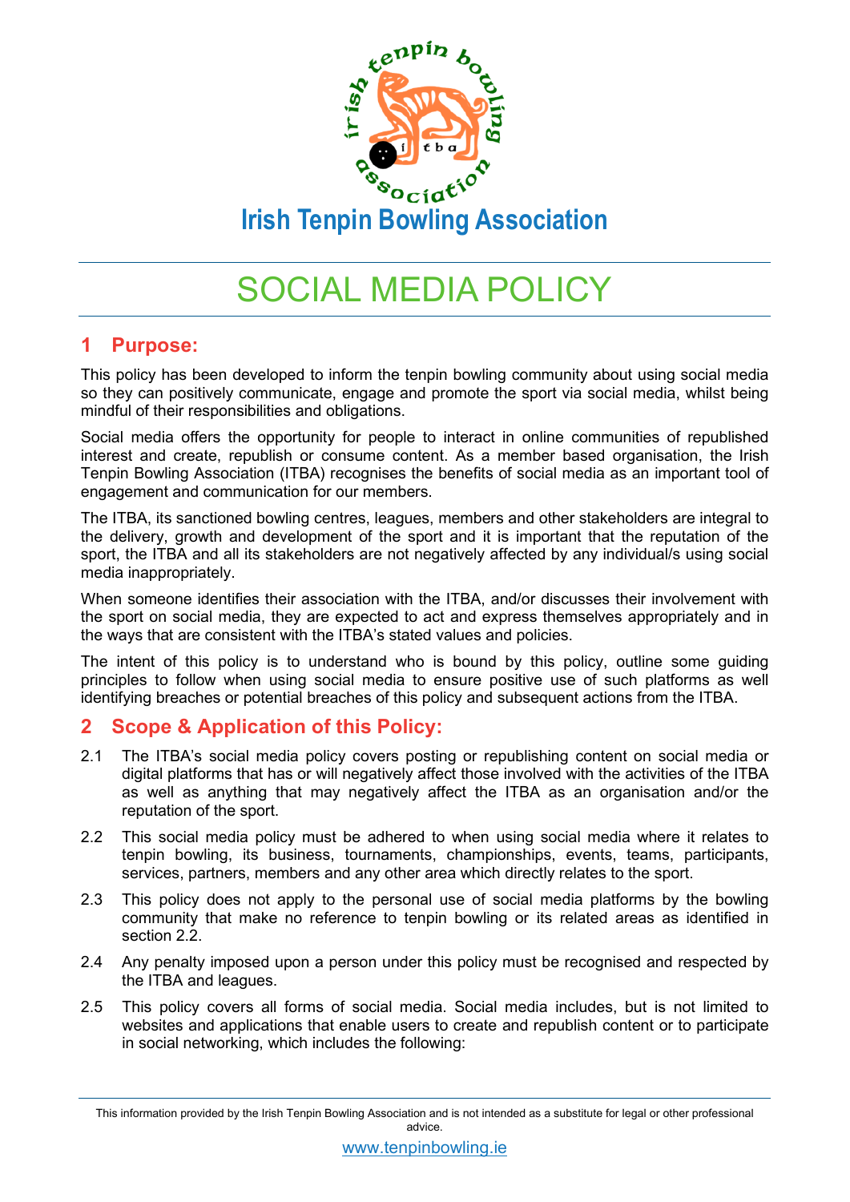# Irish Tenpin Bowling Association

# SOCIAL MEDIA POLICY

## 1 Purpose:

This policy has been developed to inform the tenpin bowling community about using social media so they can positively communicate, engage and promote the sport via social media, whilst being mindful of their responsibilities and obligations.

Social media offers the opportunity for people to interact in online communities of republished interest and create, republish or consume content. As a member based organisation, the Irish Tenpin Bowling Association (ITBA) recognises the benefits of social media as an important tool of engagement and communication for our members.

The ITBA, its sanctioned bowling centres, leagues, members and other stakeholders are integral to the delivery, growth and development of the sport and it is important that the reputation of the sport, the ITBA and all its stakeholders are not negatively affected by any individual/s using social media inappropriately.

When someone identifies their association with the ITBA, and/or discusses their involvement with the sport on social media, they are expected to act and express themselves appropriately and in the ways that are consistent with the ITBA's stated values and policies.

The intent of this policy is to understand who is bound by this policy, outline some guiding principles to follow when using social media to ensure positive use of such platforms as well identifying breaches or potential breaches of this policy and subsequent actions from the ITBA.

## 2 Scope & Application of this Policy:

2.1 The ITBA's social media policy covers posting or republishing content on social media or digital platforms that has or will negatively affect those involved with the activities of the ITBA as well as anything that may negatively affect the ITBA as an organisation and/or the reputation of the sport.

2.2 This social media policy must be adhered to when using social media where it relates to tenpin bowling, its business, tournaments, championships, events, teams, participants, services, partners, members and any other area which directly relates to the sport.

2.3 This policy does not apply to the personal use of social media platforms by the bowling community that make no reference to tenpin bowling or its related areas as identified in section 2.2.

2.4 Any penalty imposed upon a person under this policy must be recognised and respected by the ITBA and leagues.

2.5 This policy covers all forms of social media. Social media includes, but is not limited to websites and applications that enable users to create and republish content or to participate in social networking, which includes the following: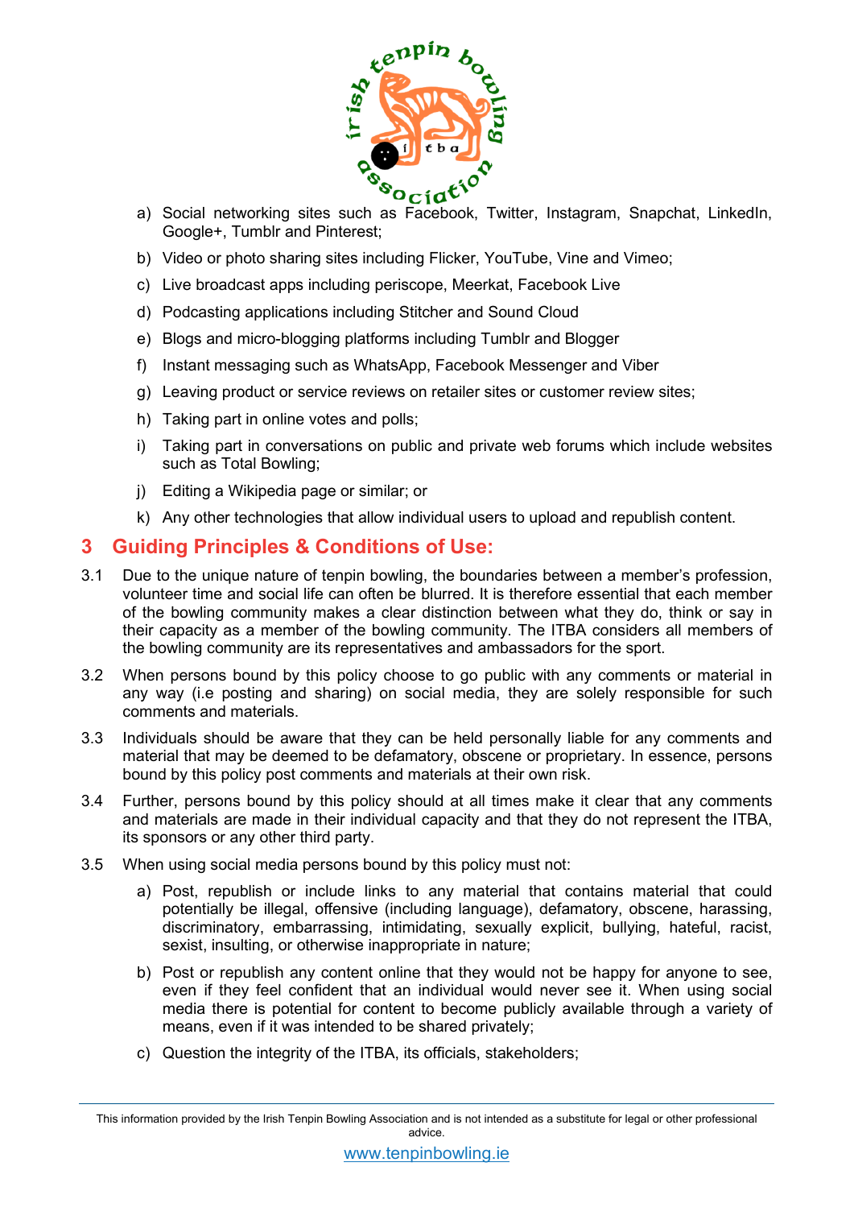a) Social networking sites such as Facebook, Twitter, Instagram, Snapchat, LinkedIn, Google+, Tumblr and Pinterest;

b) Video or photo sharing sites including Flicker, YouTube, Vine and Vimeo;

c) Live broadcast apps including periscope, Meerkat, Facebook Live

d) Podcasting applications including Stitcher and Sound Cloud

e) Blogs and micro-blogging platforms including Tumblr and Blogger

f) Instant messaging such as WhatsApp, Facebook Messenger and Viber

g) Leaving product or service reviews on retailer sites or customer review sites;

h) Taking part in online votes and polls;

i) Taking part in conversations on public and private web forums which include websites such as Total Bowling;

j) Editing a Wikipedia page or similar; or

k) Any other technologies that allow individual users to upload and republish content.

## 3 Guiding Principles & Conditions of Use:

3.1 Due to the unique nature of tenpin bowling, the boundaries between a member's profession, volunteer time and social life can often be blurred. It is therefore essential that each member of the bowling community makes a clear distinction between what they do, think or say in their capacity as a member of the bowling community. The ITBA considers all members of the bowling community are its representatives and ambassadors for the sport.

3.2 When persons bound by this policy choose to go public with any comments or material in any way (i.e posting and sharing) on social media, they are solely responsible for such comments and materials.

3.3 Individuals should be aware that they can be held personally liable for any comments and material that may be deemed to be defamatory, obscene or proprietary. In essence, persons bound by this policy post comments and materials at their own risk.

3.4 Further, persons bound by this policy should at all times make it clear that any comments and materials are made in their individual capacity and that they do not represent the ITBA, its sponsors or any other third party.

3.5 When using social media persons bound by this policy must not:

a) Post, republish or include links to any material that contains material that could potentially be illegal, offensive (including language), defamatory, obscene, harassing, discriminatory, embarrassing, intimidating, sexually explicit, bullying, hateful, racist, sexist, insulting, or otherwise inappropriate in nature;

b) Post or republish any content online that they would not be happy for anyone to see, even if they feel confident that an individual would never see it. When using social media there is potential for content to become publicly available through a variety of means, even if it was intended to be shared privately;

c) Question the integrity of the ITBA, its officials, stakeholders;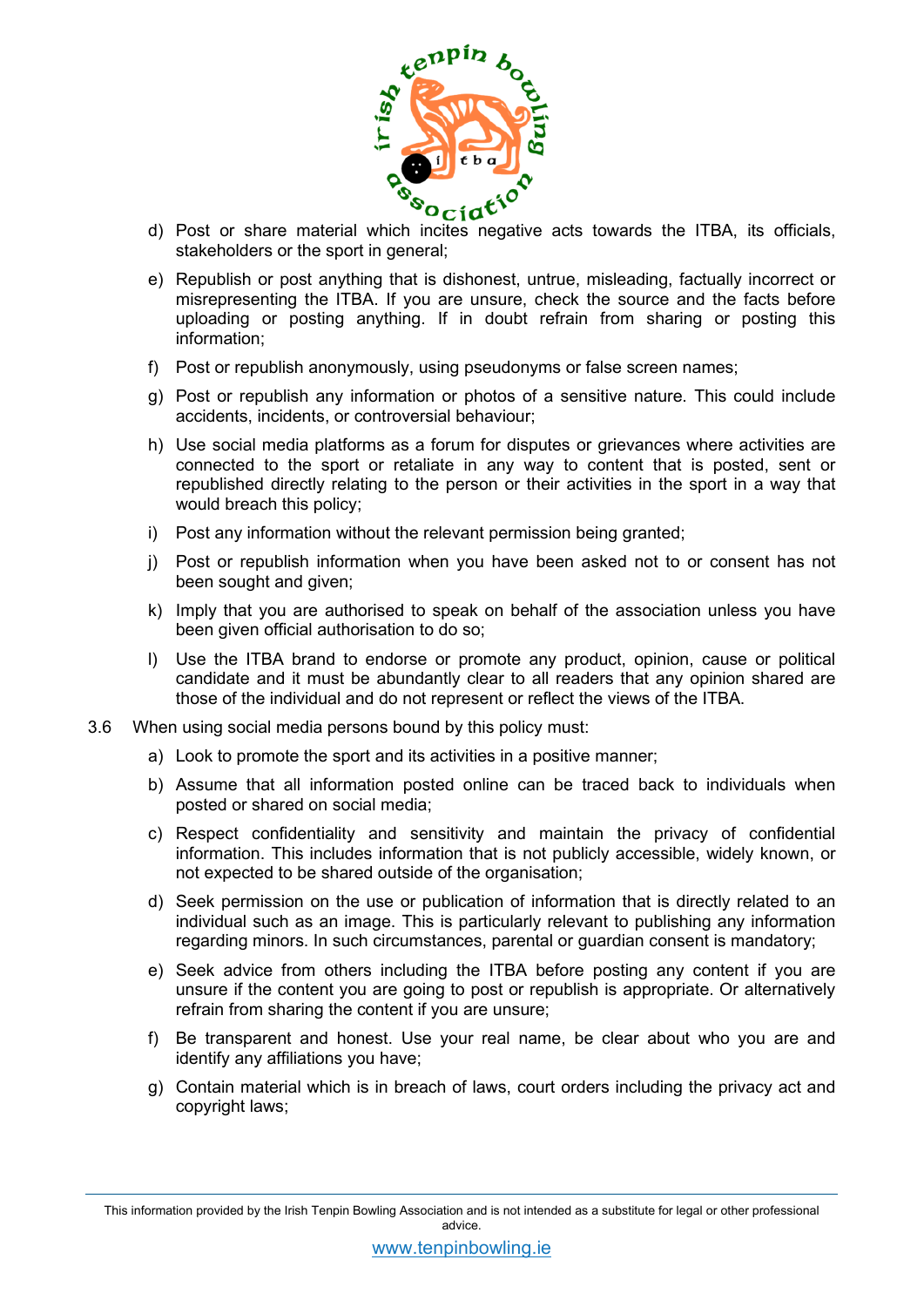d) Post or share material which incites negative acts towards the ITBA, its officials, stakeholders or the sport in general;

e) Republish or post anything that is dishonest, untrue, misleading, factually incorrect or misrepresenting the ITBA. If you are unsure, check the source and the facts before uploading or posting anything. If in doubt refrain from sharing or posting this information;

f) Post or republish anonymously, using pseudonyms or false screen names;

g) Post or republish any information or photos of a sensitive nature. This could include accidents, incidents, or controversial behaviour;

h) Use social media platforms as a forum for disputes or grievances where activities are connected to the sport or retaliate in any way to content that is posted, sent or republished directly relating to the person or their activities in the sport in a way that would breach this policy;

i) Post any information without the relevant permission being granted;

j) Post or republish information when you have been asked not to or consent has not been sought and given;

k) Imply that you are authorised to speak on behalf of the association unless you have been given official authorisation to do so;

l) Use the ITBA brand to endorse or promote any product, opinion, cause or political candidate and it must be abundantly clear to all readers that any opinion shared are those of the individual and do not represent or reflect the views of the ITBA.

3.6 When using social media persons bound by this policy must:

a) Look to promote the sport and its activities in a positive manner;

b) Assume that all information posted online can be traced back to individuals when posted or shared on social media;

c) Respect confidentiality and sensitivity and maintain the privacy of confidential information. This includes information that is not publicly accessible, widely known, or not expected to be shared outside of the organisation;

d) Seek permission on the use or publication of information that is directly related to an individual such as an image. This is particularly relevant to publishing any information regarding minors. In such circumstances, parental or guardian consent is mandatory;

e) Seek advice from others including the ITBA before posting any content if you are unsure if the content you are going to post or republish is appropriate. Or alternatively refrain from sharing the content if you are unsure;

f) Be transparent and honest. Use your real name, be clear about who you are and identify any affiliations you have;

g) Contain material which is in breach of laws, court orders including the privacy act and copyright laws;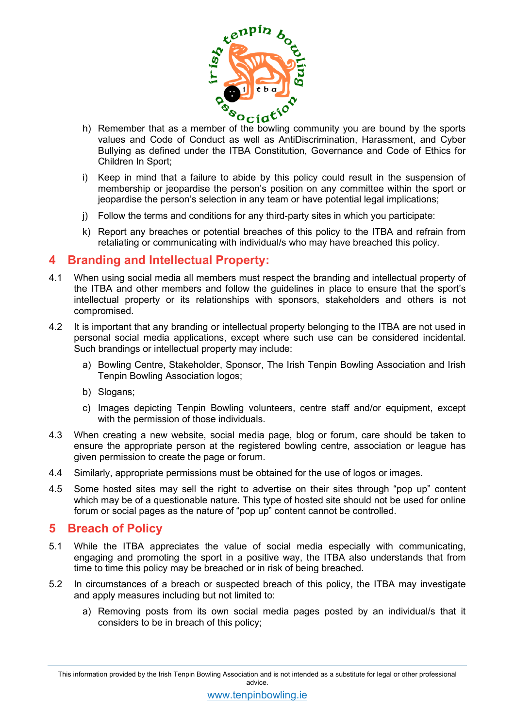h) Remember that as a member of the bowling community you are bound by the sports values and Code of Conduct as well as AntiDiscrimination, Harassment, and Cyber Bullying as defined under the ITBA Constitution, Governance and Code of Ethics for Children In Sport;

i) Keep in mind that a failure to abide by this policy could result in the suspension of membership or jeopardise the person's position on any committee within the sport or jeopardise the person's selection in any team or have potential legal implications;

j) Follow the terms and conditions for any third-party sites in which you participate:

k) Report any breaches or potential breaches of this policy to the ITBA and refrain from retaliating or communicating with individual/s who may have breached this policy.

## 4 Branding and Intellectual Property:

4.1 When using social media all members must respect the branding and intellectual property of the ITBA and other members and follow the guidelines in place to ensure that the sport's intellectual property or its relationships with sponsors, stakeholders and others is not compromised.

4.2 It is important that any branding or intellectual property belonging to the ITBA are not used in personal social media applications, except where such use can be considered incidental. Such brandings or intellectual property may include:

a) Bowling Centre, Stakeholder, Sponsor, The Irish Tenpin Bowling Association and Irish Tenpin Bowling Association logos;

b) Slogans;

c) Images depicting Tenpin Bowling volunteers, centre staff and/or equipment, except with the permission of those individuals.

4.3 When creating a new website, social media page, blog or forum, care should be taken to ensure the appropriate person at the registered bowling centre, association or league has given permission to create the page or forum.

4.4 Similarly, appropriate permissions must be obtained for the use of logos or images.

4.5 Some hosted sites may sell the right to advertise on their sites through "pop up" content which may be of a questionable nature. This type of hosted site should not be used for online forum or social pages as the nature of "pop up" content cannot be controlled.

## 5 Breach of Policy

5.1 While the ITBA appreciates the value of social media especially with communicating, engaging and promoting the sport in a positive way, the ITBA also understands that from time to time this policy may be breached or in risk of being breached.

5.2 In circumstances of a breach or suspected breach of this policy, the ITBA may investigate and apply measures including but not limited to:

a) Removing posts from its own social media pages posted by an individual/s that it considers to be in breach of this policy;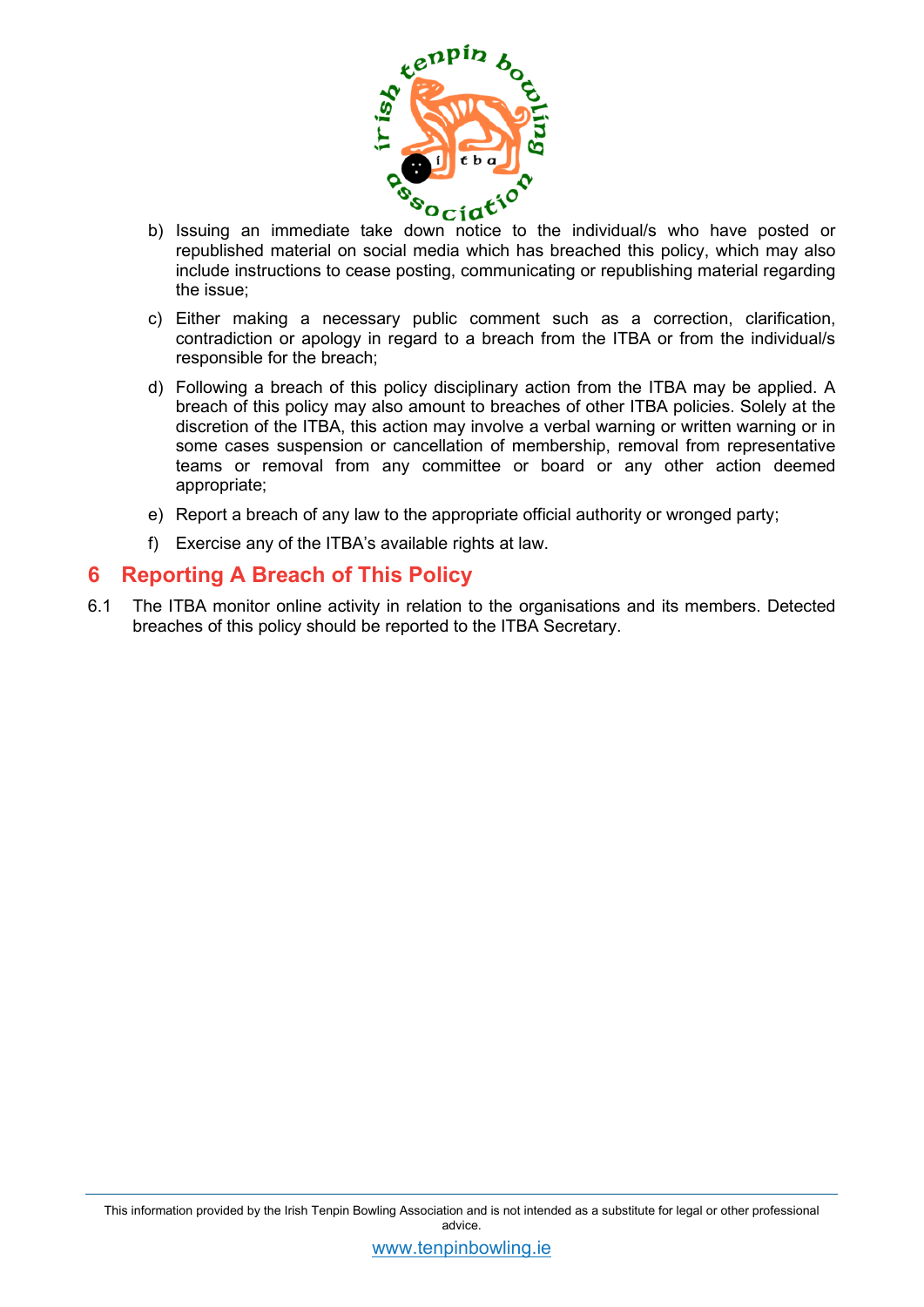b) Issuing an immediate take down notice to the individual/s who have posted or republished material on social media which has breached this policy, which may also include instructions to cease posting, communicating or republishing material regarding the issue;

c) Either making a necessary public comment such as a correction, clarification, contradiction or apology in regard to a breach from the ITBA or from the individual/s responsible for the breach;

d) Following a breach of this policy disciplinary action from the ITBA may be applied. A breach of this policy may also amount to breaches of other ITBA policies. Solely at the discretion of the ITBA, this action may involve a verbal warning or written warning or in some cases suspension or cancellation of membership, removal from representative teams or removal from any committee or board or any other action deemed appropriate;

e) Report a breach of any law to the appropriate official authority or wronged party;

f) Exercise any of the ITBA's available rights at law.

## 6 Reporting A Breach of This Policy

6.1 The ITBA monitor online activity in relation to the organisations and its members. Detected breaches of this policy should be reported to the ITBA Secretary.